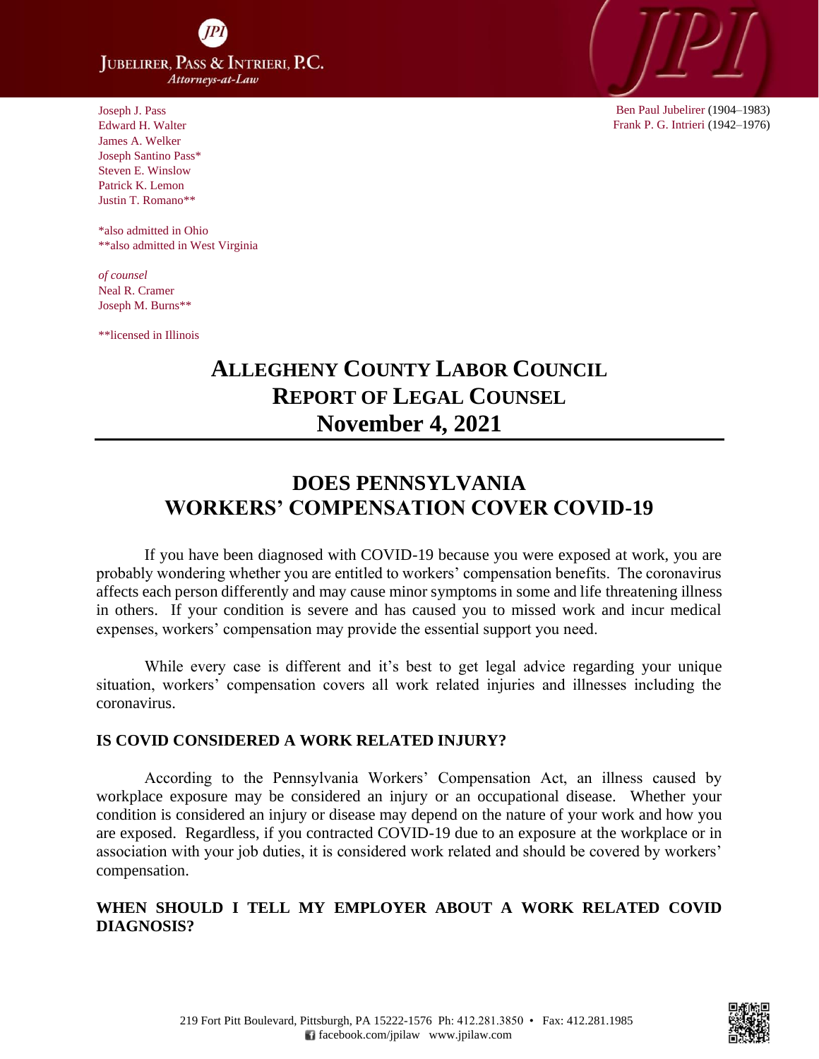**JUBELIRER, PASS & INTRIERI, P.C.**
*Attorneys-at-Law*

Joseph J. Pass
Edward H. Walter
James A. Welker
Joseph Santino Pass*
Steven E. Winslow
Patrick K. Lemon
Justin T. Romano**

*also admitted in Ohio
**also admitted in West Virginia

*of counsel*
Neal R. Cramer
Joseph M. Burns**

**licensed in Illinois

Ben Paul Jubelirer (1904–1983)
Frank P. G. Intrieri (1942–1976)

# ALLEGHENY COUNTY LABOR COUNCIL
# REPORT OF LEGAL COUNSEL
# November 4, 2021

---

## DOES PENNSYLVANIA WORKERS' COMPENSATION COVER COVID-19

If you have been diagnosed with COVID-19 because you were exposed at work, you are probably wondering whether you are entitled to workers' compensation benefits. The coronavirus affects each person differently and may cause minor symptoms in some and life threatening illness in others. If your condition is severe and has caused you to missed work and incur medical expenses, workers' compensation may provide the essential support you need.

While every case is different and it's best to get legal advice regarding your unique situation, workers' compensation covers all work related injuries and illnesses including the coronavirus.

### IS COVID CONSIDERED A WORK RELATED INJURY?

According to the Pennsylvania Workers' Compensation Act, an illness caused by workplace exposure may be considered an injury or an occupational disease. Whether your condition is considered an injury or disease may depend on the nature of your work and how you are exposed. Regardless, if you contracted COVID-19 due to an exposure at the workplace or in association with your job duties, it is considered work related and should be covered by workers' compensation.

### WHEN SHOULD I TELL MY EMPLOYER ABOUT A WORK RELATED COVID DIAGNOSIS?

219 Fort Pitt Boulevard, Pittsburgh, PA 15222-1576 Ph: 412.281.3850 • Fax: 412.281.1985
facebook.com/jpilaw www.jpilaw.com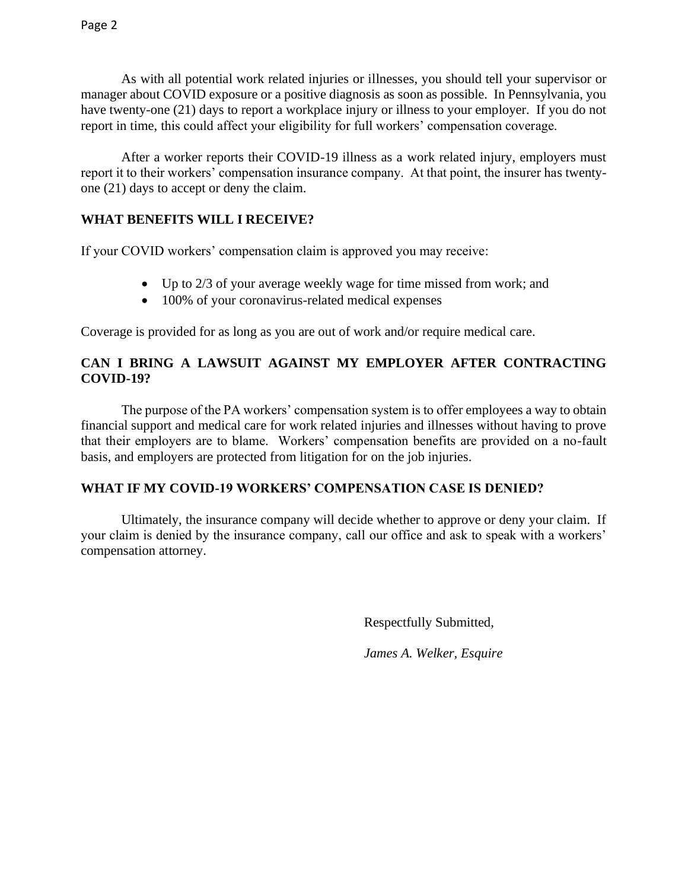As with all potential work related injuries or illnesses, you should tell your supervisor or manager about COVID exposure or a positive diagnosis as soon as possible. In Pennsylvania, you have twenty-one (21) days to report a workplace injury or illness to your employer. If you do not report in time, this could affect your eligibility for full workers' compensation coverage.

After a worker reports their COVID-19 illness as a work related injury, employers must report it to their workers' compensation insurance company. At that point, the insurer has twenty-one (21) days to accept or deny the claim.

## WHAT BENEFITS WILL I RECEIVE?

If your COVID workers' compensation claim is approved you may receive:

- Up to 2/3 of your average weekly wage for time missed from work; and
- 100% of your coronavirus-related medical expenses

Coverage is provided for as long as you are out of work and/or require medical care.

## CAN I BRING A LAWSUIT AGAINST MY EMPLOYER AFTER CONTRACTING COVID-19?

The purpose of the PA workers' compensation system is to offer employees a way to obtain financial support and medical care for work related injuries and illnesses without having to prove that their employers are to blame. Workers' compensation benefits are provided on a no-fault basis, and employers are protected from litigation for on the job injuries.

## WHAT IF MY COVID-19 WORKERS' COMPENSATION CASE IS DENIED?

Ultimately, the insurance company will decide whether to approve or deny your claim. If your claim is denied by the insurance company, call our office and ask to speak with a workers' compensation attorney.

Respectfully Submitted,

*James A. Welker, Esquire*